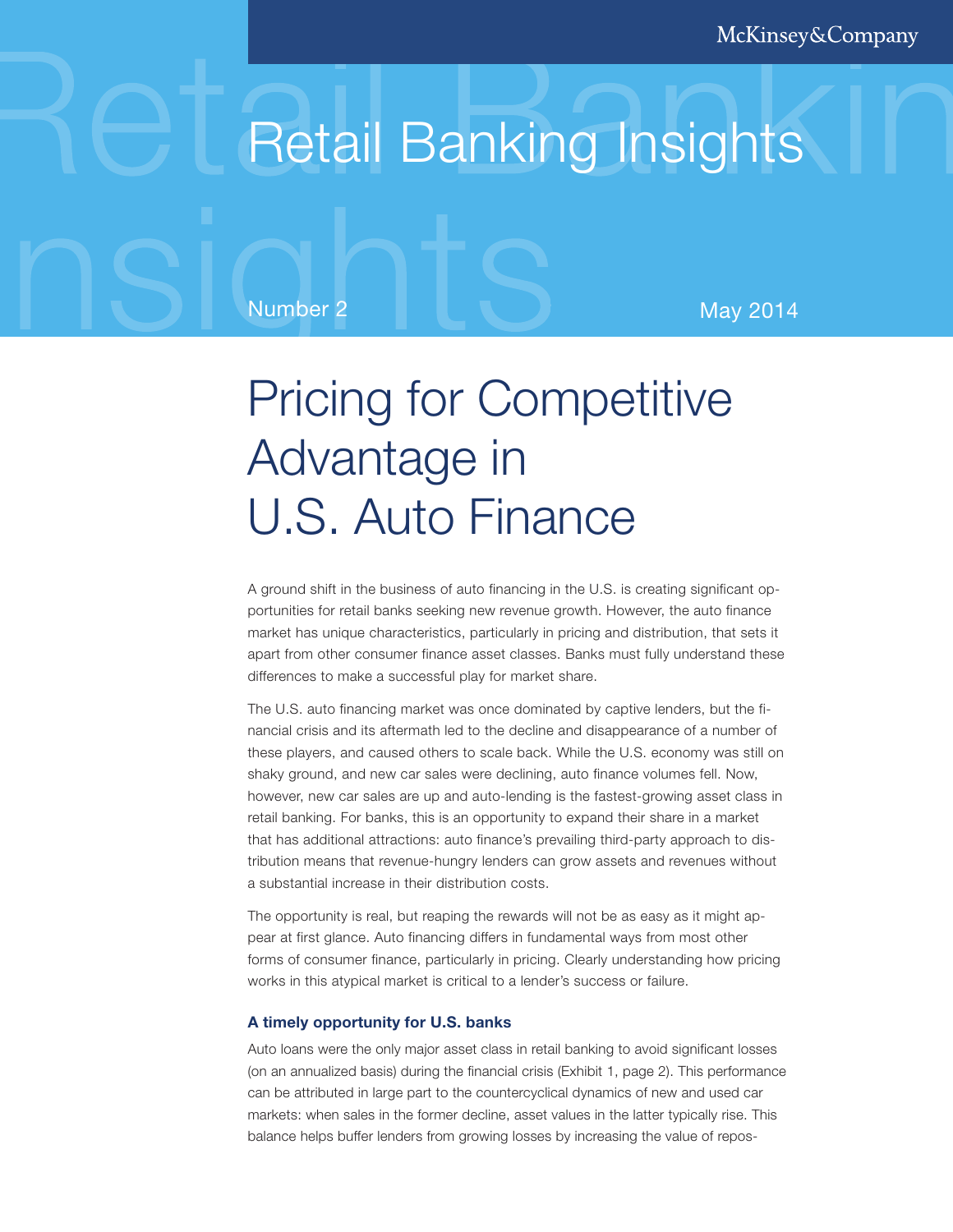McKinsey&Company

Retail Banking Insights

Number 2 | May 2014

# Pricing for Competitive Advantage in U.S. Auto Finance

A ground shift in the business of auto financing in the U.S. is creating significant opportunities for retail banks seeking new revenue growth. However, the auto finance market has unique characteristics, particularly in pricing and distribution, that sets it apart from other consumer finance asset classes. Banks must fully understand these differences to make a successful play for market share.

The U.S. auto financing market was once dominated by captive lenders, but the financial crisis and its aftermath led to the decline and disappearance of a number of these players, and caused others to scale back. While the U.S. economy was still on shaky ground, and new car sales were declining, auto finance volumes fell. Now, however, new car sales are up and auto-lending is the fastest-growing asset class in retail banking. For banks, this is an opportunity to expand their share in a market that has additional attractions: auto finance's prevailing third-party approach to distribution means that revenue-hungry lenders can grow assets and revenues without a substantial increase in their distribution costs.

The opportunity is real, but reaping the rewards will not be as easy as it might appear at first glance. Auto financing differs in fundamental ways from most other forms of consumer finance, particularly in pricing. Clearly understanding how pricing works in this atypical market is critical to a lender's success or failure.

### A timely opportunity for U.S. banks

Auto loans were the only major asset class in retail banking to avoid significant losses (on an annualized basis) during the financial crisis (Exhibit 1, page 2). This performance can be attributed in large part to the countercyclical dynamics of new and used car markets: when sales in the former decline, asset values in the latter typically rise. This balance helps buffer lenders from growing losses by increasing the value of repos-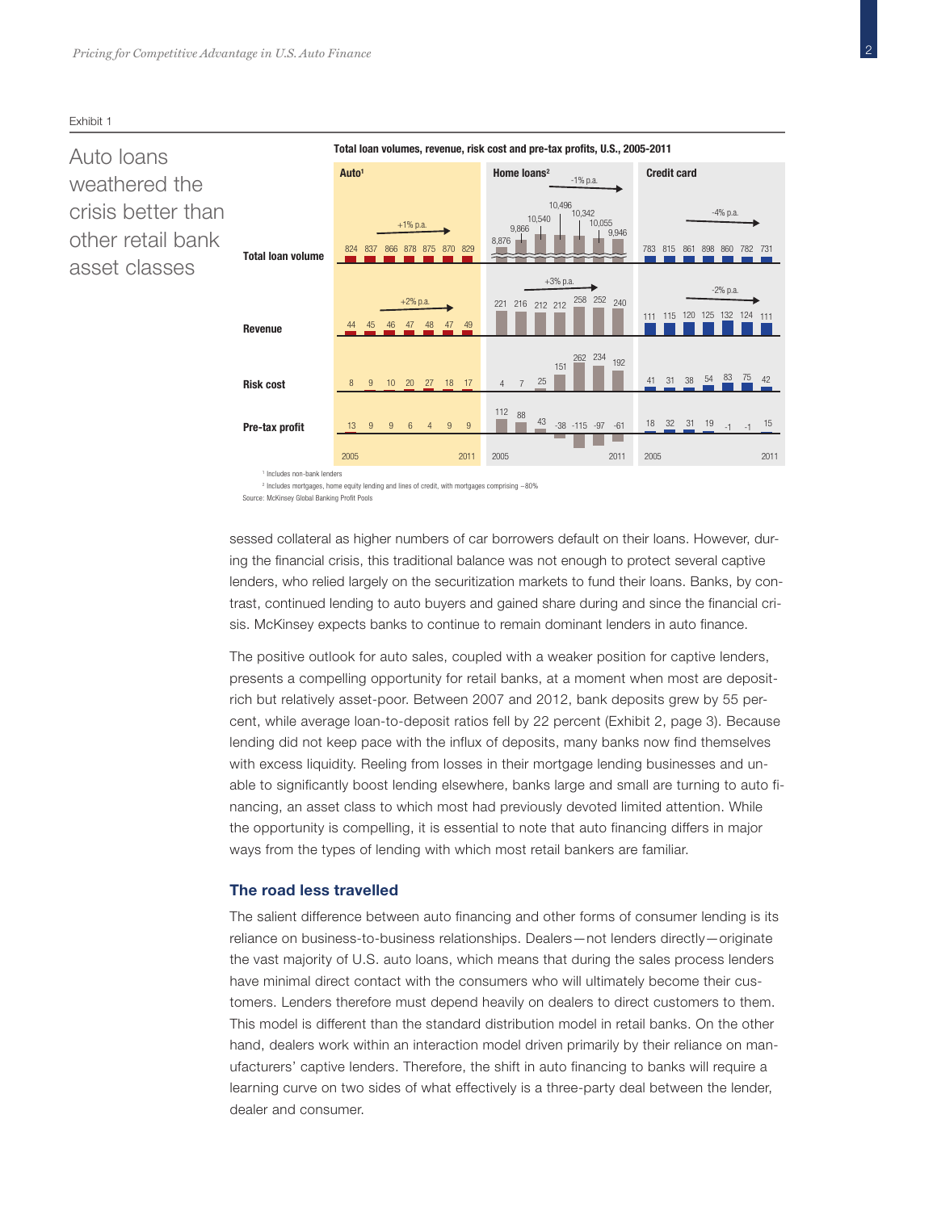Exhibit 1

Auto loans weathered the crisis better than other retail bank asset classes

**Total loan volumes, revenue, risk cost and pre-tax profits, U.S., 2005-2011**

| | Auto[1] (+1% p.a. volume; +2% p.a. revenue) | | | | | | | Home loans[2] (-1% p.a. volume; +3% p.a. revenue) | | | | | | | Credit card (-4% p.a. volume; -2% p.a. revenue) | | | | | | |
|---|---|---|---|---|---|---|---|---|---|---|---|---|---|---|---|---|---|---|---|---|---|
| | 2005 | 2006 | 2007 | 2008 | 2009 | 2010 | 2011 | 2005 | 2006 | 2007 | 2008 | 2009 | 2010 | 2011 | 2005 | 2006 | 2007 | 2008 | 2009 | 2010 | 2011 |
| Total loan volume | 824 | 837 | 866 | 878 | 875 | 870 | 829 | 8,876 | 9,866 | 10,540 | 10,496 | 10,342 | 10,055 | 9,946 | 783 | 815 | 861 | 898 | 860 | 782 | 731 |
| Revenue | 44 | 45 | 46 | 47 | 48 | 47 | 49 | 221 | 216 | 212 | 212 | 258 | 252 | 240 | 111 | 115 | 120 | 125 | 132 | 124 | 111 |
| Risk cost | 8 | 9 | 10 | 20 | 27 | 18 | 17 | 4 | 7 | 25 | 151 | 262 | 234 | 192 | 41 | 31 | 38 | 54 | 83 | 75 | 42 |
| Pre-tax profit | 13 | 9 | 9 | 6 | 4 | 9 | 9 | 112 | 88 | 43 | -38 | -115 | -97 | -61 | 18 | 32 | 31 | 19 | -1 | -1 | 15 |

[1] Includes non-bank lenders

[2] Includes mortgages, home equity lending and lines of credit, with mortgages comprising ~80%

Source: McKinsey Global Banking Profit Pools

sessed collateral as higher numbers of car borrowers default on their loans. However, during the financial crisis, this traditional balance was not enough to protect several captive lenders, who relied largely on the securitization markets to fund their loans. Banks, by contrast, continued lending to auto buyers and gained share during and since the financial crisis. McKinsey expects banks to continue to remain dominant lenders in auto finance.

The positive outlook for auto sales, coupled with a weaker position for captive lenders, presents a compelling opportunity for retail banks, at a moment when most are deposit-rich but relatively asset-poor. Between 2007 and 2012, bank deposits grew by 55 percent, while average loan-to-deposit ratios fell by 22 percent (Exhibit 2, page 3). Because lending did not keep pace with the influx of deposits, many banks now find themselves with excess liquidity. Reeling from losses in their mortgage lending businesses and unable to significantly boost lending elsewhere, banks large and small are turning to auto financing, an asset class to which most had previously devoted limited attention. While the opportunity is compelling, it is essential to note that auto financing differs in major ways from the types of lending with which most retail bankers are familiar.

### The road less travelled

The salient difference between auto financing and other forms of consumer lending is its reliance on business-to-business relationships. Dealers—not lenders directly—originate the vast majority of U.S. auto loans, which means that during the sales process lenders have minimal direct contact with the consumers who will ultimately become their customers. Lenders therefore must depend heavily on dealers to direct customers to them. This model is different than the standard distribution model in retail banks. On the other hand, dealers work within an interaction model driven primarily by their reliance on manufacturers' captive lenders. Therefore, the shift in auto financing to banks will require a learning curve on two sides of what effectively is a three-party deal between the lender, dealer and consumer.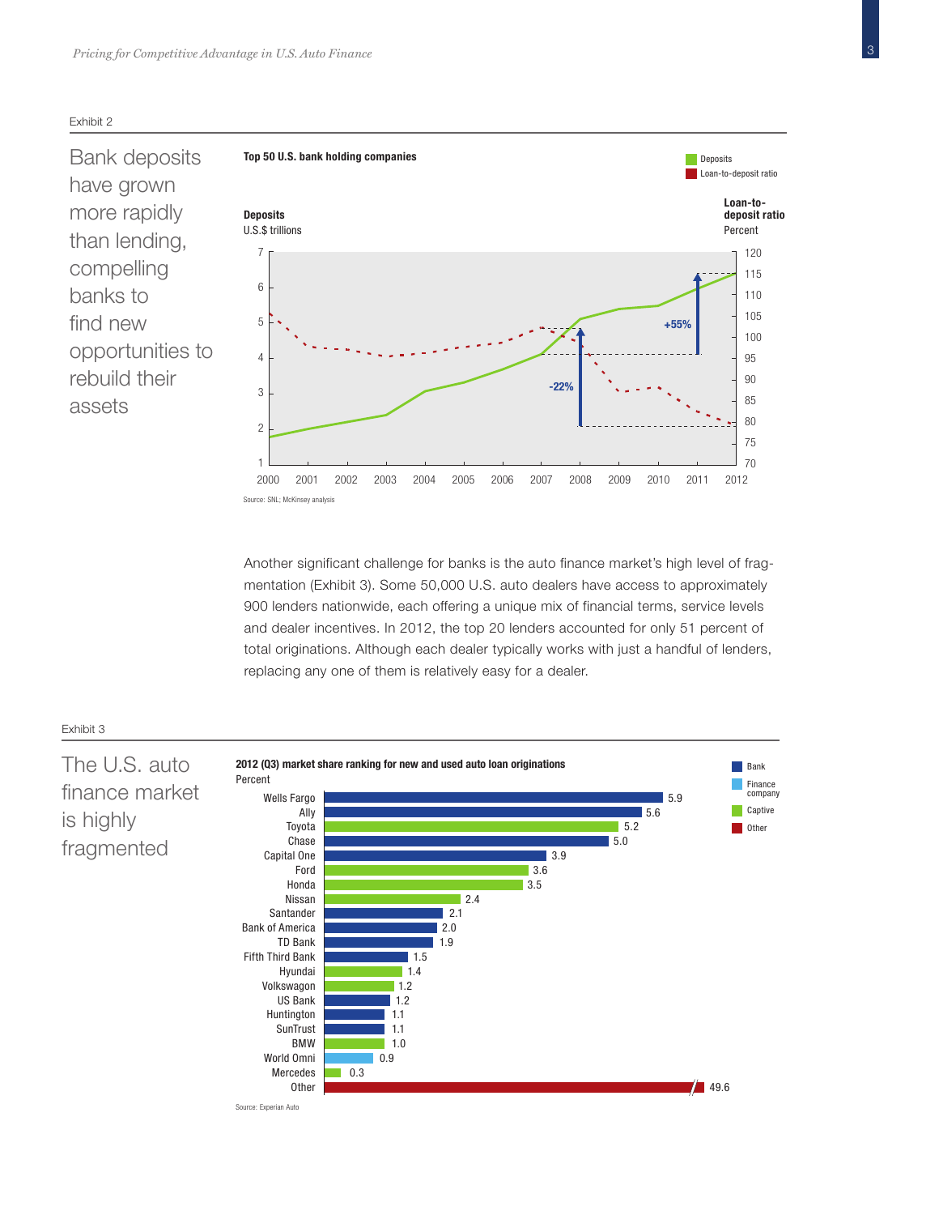Exhibit 2

## Bank deposits have grown more rapidly than lending, compelling banks to find new opportunities to rebuild their assets

**Top 50 U.S. bank holding companies**

Deposits — Loan-to-deposit ratio

**Deposits** U.S.$ trillions | **Loan-to-deposit ratio** Percent

-22% (2007–2008, loan-to-deposit ratio); +55% (2008–2011, deposits)

Source: SNL; McKinsey analysis

Another significant challenge for banks is the auto finance market's high level of fragmentation (Exhibit 3). Some 50,000 U.S. auto dealers have access to approximately 900 lenders nationwide, each offering a unique mix of financial terms, service levels and dealer incentives. In 2012, the top 20 lenders accounted for only 51 percent of total originations. Although each dealer typically works with just a handful of lenders, replacing any one of them is relatively easy for a dealer.

Exhibit 3

## The U.S. auto finance market is highly fragmented

**2012 (Q3) market share ranking for new and used auto loan originations**
Percent

| Lender | Type | Percent |
|---|---|---|
| Wells Fargo | Bank | 5.9 |
| Ally | Bank | 5.6 |
| Toyota | Captive | 5.2 |
| Chase | Bank | 5.0 |
| Capital One | Bank | 3.9 |
| Ford | Captive | 3.6 |
| Honda | Captive | 3.5 |
| Nissan | Captive | 2.4 |
| Santander | Bank | 2.1 |
| Bank of America | Bank | 2.0 |
| TD Bank | Bank | 1.9 |
| Fifth Third Bank | Bank | 1.5 |
| Hyundai | Captive | 1.4 |
| Volkswagon | Captive | 1.2 |
| US Bank | Bank | 1.2 |
| Huntington | Bank | 1.1 |
| SunTrust | Bank | 1.1 |
| BMW | Captive | 1.0 |
| World Omni | Finance company | 0.9 |
| Mercedes | Captive | 0.3 |
| Other | Other | 49.6 |

Source: Experian Auto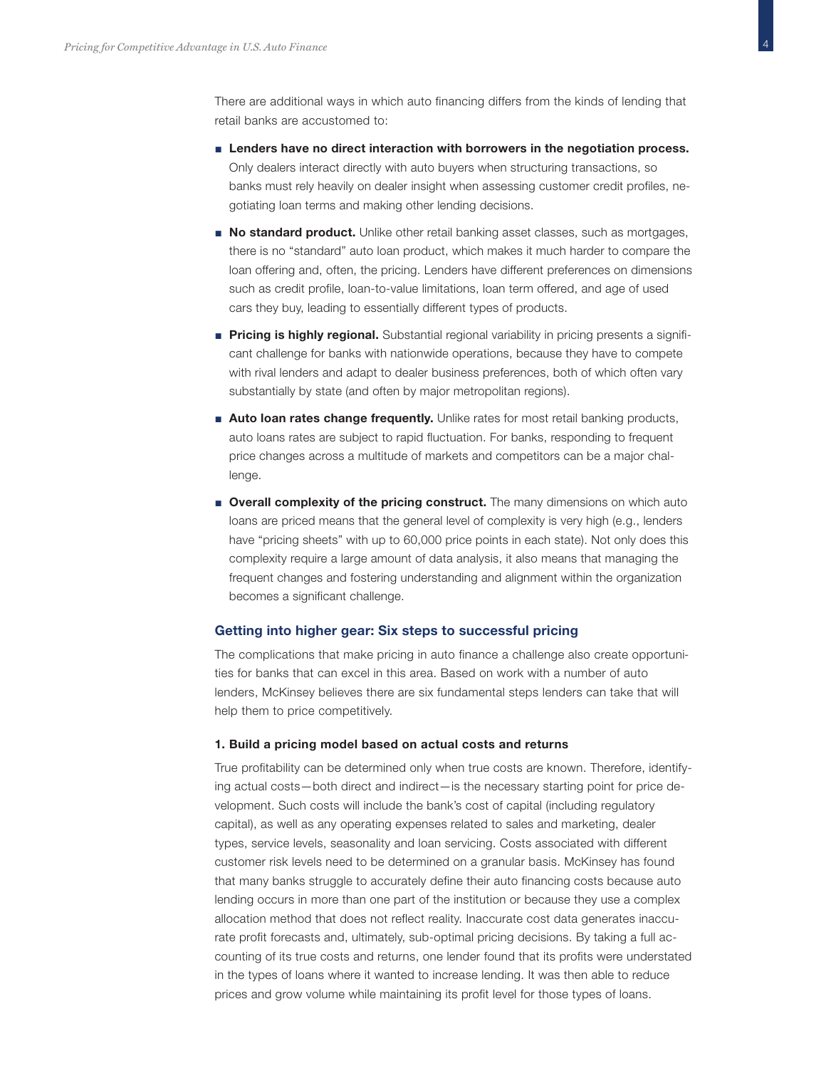There are additional ways in which auto financing differs from the kinds of lending that retail banks are accustomed to:

- **Lenders have no direct interaction with borrowers in the negotiation process.** Only dealers interact directly with auto buyers when structuring transactions, so banks must rely heavily on dealer insight when assessing customer credit profiles, negotiating loan terms and making other lending decisions.
- **No standard product.** Unlike other retail banking asset classes, such as mortgages, there is no "standard" auto loan product, which makes it much harder to compare the loan offering and, often, the pricing. Lenders have different preferences on dimensions such as credit profile, loan-to-value limitations, loan term offered, and age of used cars they buy, leading to essentially different types of products.
- **Pricing is highly regional.** Substantial regional variability in pricing presents a significant challenge for banks with nationwide operations, because they have to compete with rival lenders and adapt to dealer business preferences, both of which often vary substantially by state (and often by major metropolitan regions).
- **Auto loan rates change frequently.** Unlike rates for most retail banking products, auto loans rates are subject to rapid fluctuation. For banks, responding to frequent price changes across a multitude of markets and competitors can be a major challenge.
- **Overall complexity of the pricing construct.** The many dimensions on which auto loans are priced means that the general level of complexity is very high (e.g., lenders have "pricing sheets" with up to 60,000 price points in each state). Not only does this complexity require a large amount of data analysis, it also means that managing the frequent changes and fostering understanding and alignment within the organization becomes a significant challenge.

## Getting into higher gear: Six steps to successful pricing

The complications that make pricing in auto finance a challenge also create opportunities for banks that can excel in this area. Based on work with a number of auto lenders, McKinsey believes there are six fundamental steps lenders can take that will help them to price competitively.

### 1. Build a pricing model based on actual costs and returns

True profitability can be determined only when true costs are known. Therefore, identifying actual costs—both direct and indirect—is the necessary starting point for price development. Such costs will include the bank's cost of capital (including regulatory capital), as well as any operating expenses related to sales and marketing, dealer types, service levels, seasonality and loan servicing. Costs associated with different customer risk levels need to be determined on a granular basis. McKinsey has found that many banks struggle to accurately define their auto financing costs because auto lending occurs in more than one part of the institution or because they use a complex allocation method that does not reflect reality. Inaccurate cost data generates inaccurate profit forecasts and, ultimately, sub-optimal pricing decisions. By taking a full accounting of its true costs and returns, one lender found that its profits were understated in the types of loans where it wanted to increase lending. It was then able to reduce prices and grow volume while maintaining its profit level for those types of loans.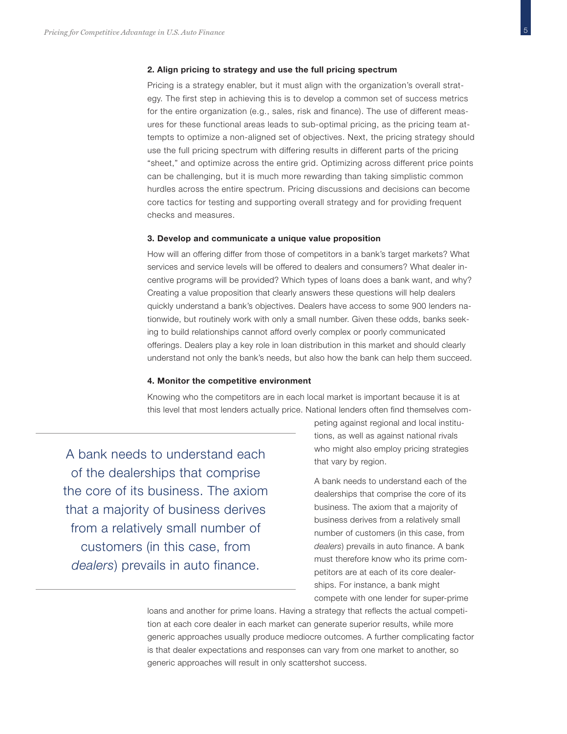**2. Align pricing to strategy and use the full pricing spectrum**

Pricing is a strategy enabler, but it must align with the organization's overall strategy. The first step in achieving this is to develop a common set of success metrics for the entire organization (e.g., sales, risk and finance). The use of different measures for these functional areas leads to sub-optimal pricing, as the pricing team attempts to optimize a non-aligned set of objectives. Next, the pricing strategy should use the full pricing spectrum with differing results in different parts of the pricing "sheet," and optimize across the entire grid. Optimizing across different price points can be challenging, but it is much more rewarding than taking simplistic common hurdles across the entire spectrum. Pricing discussions and decisions can become core tactics for testing and supporting overall strategy and for providing frequent checks and measures.

**3. Develop and communicate a unique value proposition**

How will an offering differ from those of competitors in a bank's target markets? What services and service levels will be offered to dealers and consumers? What dealer incentive programs will be provided? Which types of loans does a bank want, and why? Creating a value proposition that clearly answers these questions will help dealers quickly understand a bank's objectives. Dealers have access to some 900 lenders nationwide, but routinely work with only a small number. Given these odds, banks seeking to build relationships cannot afford overly complex or poorly communicated offerings. Dealers play a key role in loan distribution in this market and should clearly understand not only the bank's needs, but also how the bank can help them succeed.

**4. Monitor the competitive environment**

Knowing who the competitors are in each local market is important because it is at this level that most lenders actually price. National lenders often find themselves competing against regional and local institutions, as well as against national rivals who might also employ pricing strategies that vary by region.

> A bank needs to understand each of the dealerships that comprise the core of its business. The axiom that a majority of business derives from a relatively small number of customers (in this case, from *dealers*) prevails in auto finance.

A bank needs to understand each of the dealerships that comprise the core of its business. The axiom that a majority of business derives from a relatively small number of customers (in this case, from *dealers*) prevails in auto finance. A bank must therefore know who its prime competitors are at each of its core dealerships. For instance, a bank might compete with one lender for super-prime loans and another for prime loans. Having a strategy that reflects the actual competition at each core dealer in each market can generate superior results, while more generic approaches usually produce mediocre outcomes. A further complicating factor is that dealer expectations and responses can vary from one market to another, so generic approaches will result in only scattershot success.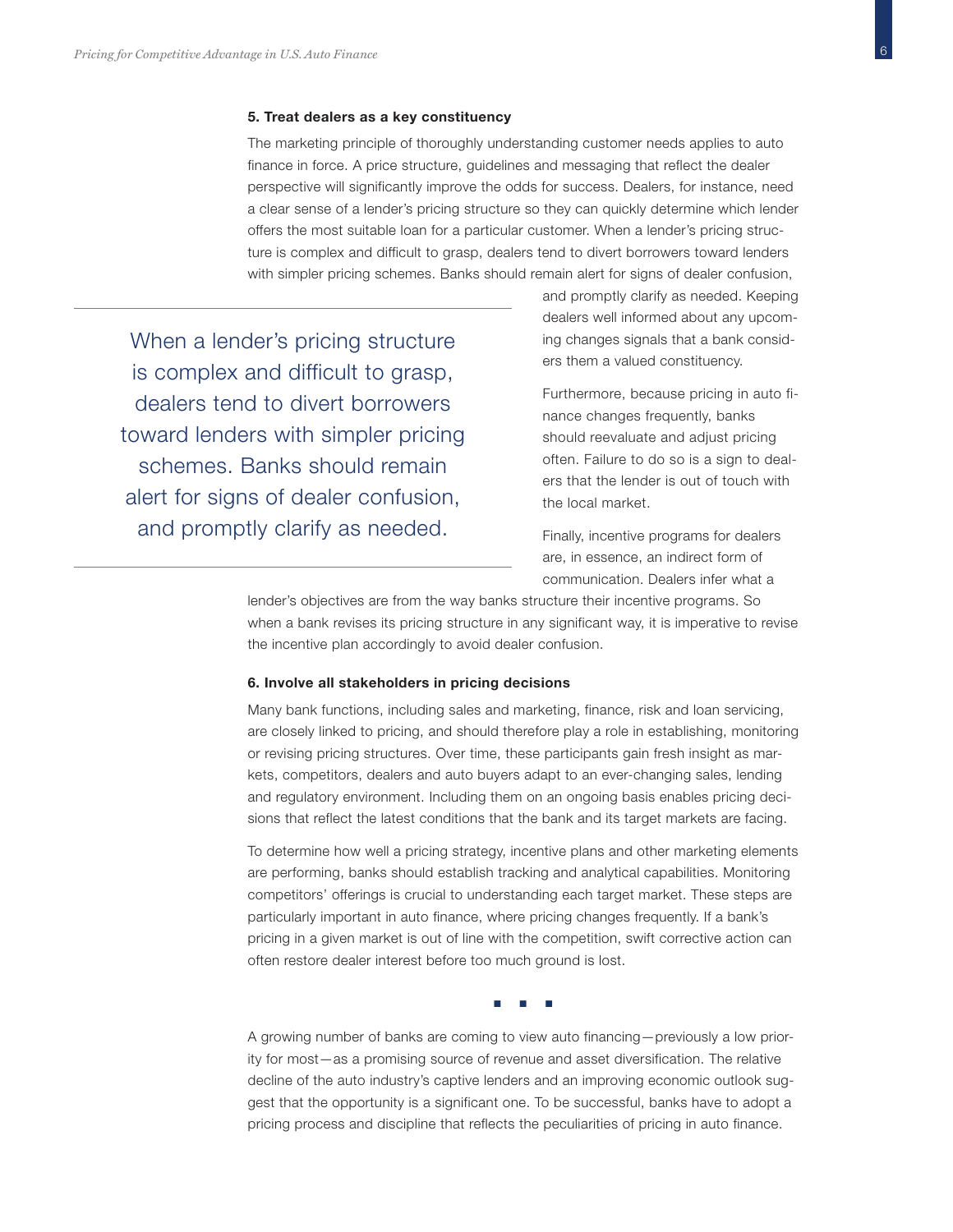**5. Treat dealers as a key constituency**

The marketing principle of thoroughly understanding customer needs applies to auto finance in force. A price structure, guidelines and messaging that reflect the dealer perspective will significantly improve the odds for success. Dealers, for instance, need a clear sense of a lender's pricing structure so they can quickly determine which lender offers the most suitable loan for a particular customer. When a lender's pricing structure is complex and difficult to grasp, dealers tend to divert borrowers toward lenders with simpler pricing schemes. Banks should remain alert for signs of dealer confusion, and promptly clarify as needed. Keeping dealers well informed about any upcoming changes signals that a bank considers them a valued constituency.

> When a lender's pricing structure is complex and difficult to grasp, dealers tend to divert borrowers toward lenders with simpler pricing schemes. Banks should remain alert for signs of dealer confusion, and promptly clarify as needed.

Furthermore, because pricing in auto finance changes frequently, banks should reevaluate and adjust pricing often. Failure to do so is a sign to dealers that the lender is out of touch with the local market.

Finally, incentive programs for dealers are, in essence, an indirect form of communication. Dealers infer what a lender's objectives are from the way banks structure their incentive programs. So when a bank revises its pricing structure in any significant way, it is imperative to revise the incentive plan accordingly to avoid dealer confusion.

**6. Involve all stakeholders in pricing decisions**

Many bank functions, including sales and marketing, finance, risk and loan servicing, are closely linked to pricing, and should therefore play a role in establishing, monitoring or revising pricing structures. Over time, these participants gain fresh insight as markets, competitors, dealers and auto buyers adapt to an ever-changing sales, lending and regulatory environment. Including them on an ongoing basis enables pricing decisions that reflect the latest conditions that the bank and its target markets are facing.

To determine how well a pricing strategy, incentive plans and other marketing elements are performing, banks should establish tracking and analytical capabilities. Monitoring competitors' offerings is crucial to understanding each target market. These steps are particularly important in auto finance, where pricing changes frequently. If a bank's pricing in a given market is out of line with the competition, swift corrective action can often restore dealer interest before too much ground is lost.

■ ■ ■

A growing number of banks are coming to view auto financing—previously a low priority for most—as a promising source of revenue and asset diversification. The relative decline of the auto industry's captive lenders and an improving economic outlook suggest that the opportunity is a significant one. To be successful, banks have to adopt a pricing process and discipline that reflects the peculiarities of pricing in auto finance.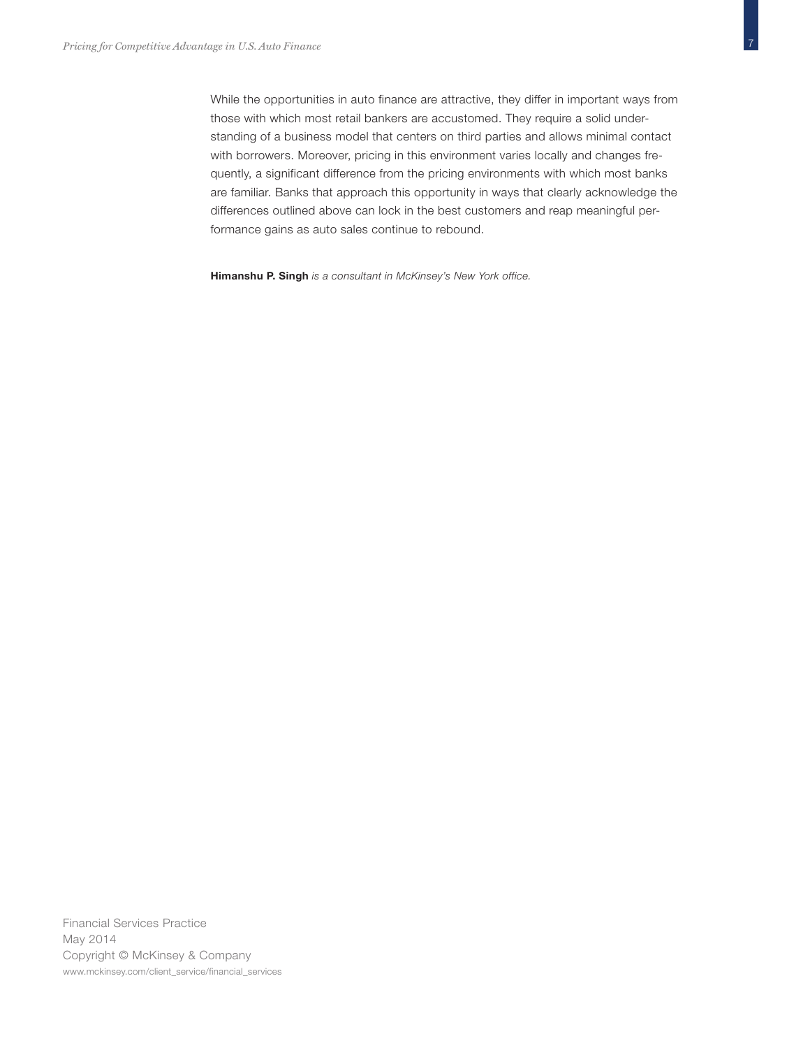While the opportunities in auto finance are attractive, they differ in important ways from those with which most retail bankers are accustomed. They require a solid understanding of a business model that centers on third parties and allows minimal contact with borrowers. Moreover, pricing in this environment varies locally and changes frequently, a significant difference from the pricing environments with which most banks are familiar. Banks that approach this opportunity in ways that clearly acknowledge the differences outlined above can lock in the best customers and reap meaningful performance gains as auto sales continue to rebound.

**Himanshu P. Singh** *is a consultant in McKinsey's New York office.*

Financial Services Practice
May 2014
Copyright © McKinsey & Company
www.mckinsey.com/client_service/financial_services